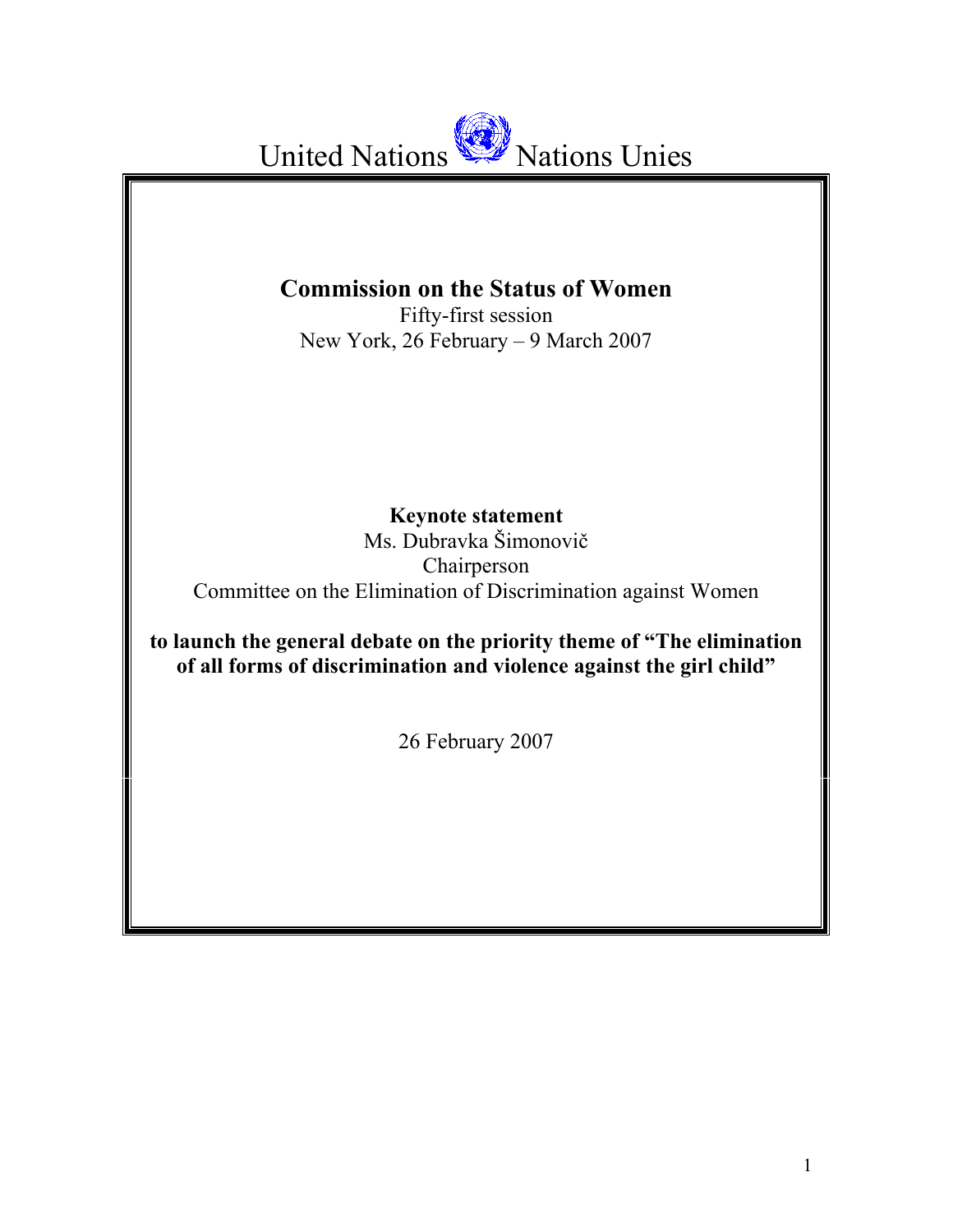United Nations Nations Unies

# Commission on the Status of Women

Fifty-first session
New York, 26 February – 9 March 2007

**Keynote statement**

Ms. Dubravka Šimonovič
Chairperson
Committee on the Elimination of Discrimination against Women

**to launch the general debate on the priority theme of "The elimination of all forms of discrimination and violence against the girl child"**

26 February 2007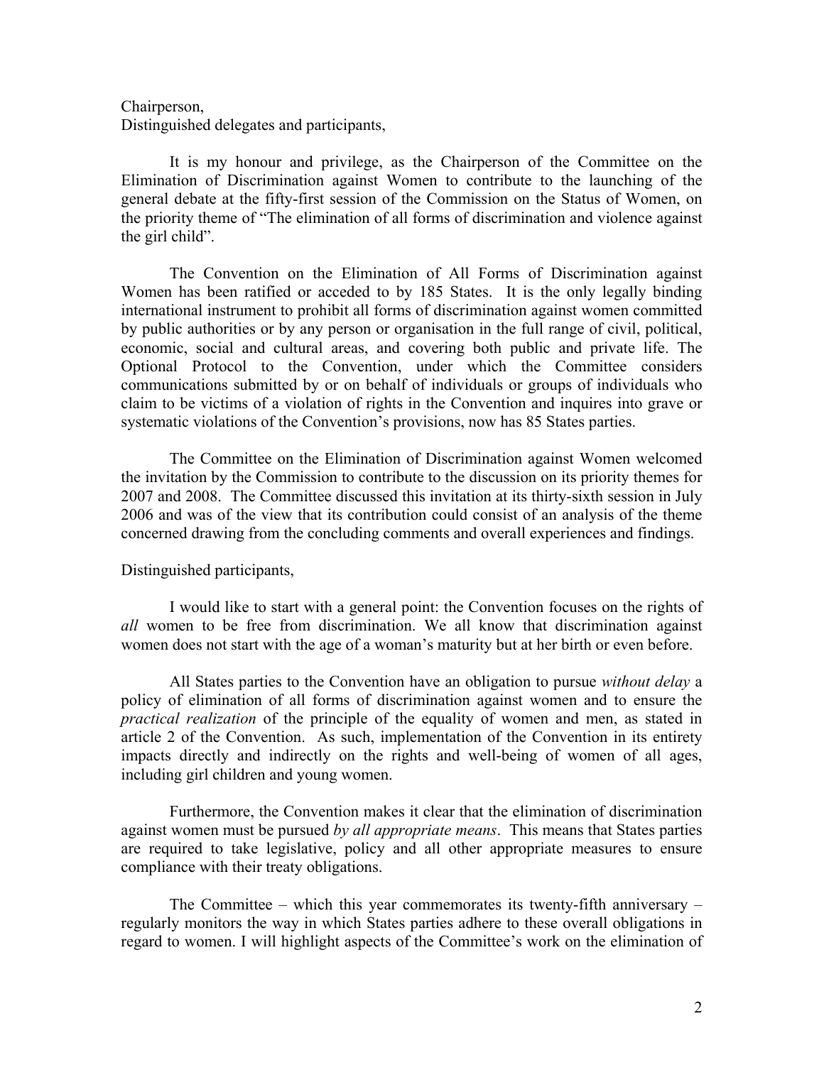Chairperson,
Distinguished delegates and participants,

It is my honour and privilege, as the Chairperson of the Committee on the Elimination of Discrimination against Women to contribute to the launching of the general debate at the fifty-first session of the Commission on the Status of Women, on the priority theme of "The elimination of all forms of discrimination and violence against the girl child".

The Convention on the Elimination of All Forms of Discrimination against Women has been ratified or acceded to by 185 States. It is the only legally binding international instrument to prohibit all forms of discrimination against women committed by public authorities or by any person or organisation in the full range of civil, political, economic, social and cultural areas, and covering both public and private life. The Optional Protocol to the Convention, under which the Committee considers communications submitted by or on behalf of individuals or groups of individuals who claim to be victims of a violation of rights in the Convention and inquires into grave or systematic violations of the Convention's provisions, now has 85 States parties.

The Committee on the Elimination of Discrimination against Women welcomed the invitation by the Commission to contribute to the discussion on its priority themes for 2007 and 2008. The Committee discussed this invitation at its thirty-sixth session in July 2006 and was of the view that its contribution could consist of an analysis of the theme concerned drawing from the concluding comments and overall experiences and findings.

Distinguished participants,

I would like to start with a general point: the Convention focuses on the rights of *all* women to be free from discrimination. We all know that discrimination against women does not start with the age of a woman's maturity but at her birth or even before.

All States parties to the Convention have an obligation to pursue *without delay* a policy of elimination of all forms of discrimination against women and to ensure the *practical realization* of the principle of the equality of women and men, as stated in article 2 of the Convention. As such, implementation of the Convention in its entirety impacts directly and indirectly on the rights and well-being of women of all ages, including girl children and young women.

Furthermore, the Convention makes it clear that the elimination of discrimination against women must be pursued *by all appropriate means*. This means that States parties are required to take legislative, policy and all other appropriate measures to ensure compliance with their treaty obligations.

The Committee – which this year commemorates its twenty-fifth anniversary – regularly monitors the way in which States parties adhere to these overall obligations in regard to women. I will highlight aspects of the Committee's work on the elimination of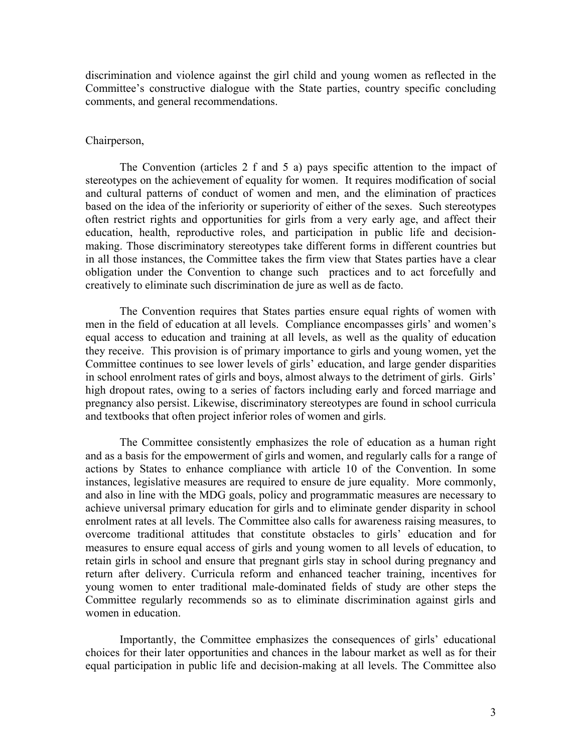discrimination and violence against the girl child and young women as reflected in the Committee's constructive dialogue with the State parties, country specific concluding comments, and general recommendations.

Chairperson,

The Convention (articles 2 f and 5 a) pays specific attention to the impact of stereotypes on the achievement of equality for women. It requires modification of social and cultural patterns of conduct of women and men, and the elimination of practices based on the idea of the inferiority or superiority of either of the sexes. Such stereotypes often restrict rights and opportunities for girls from a very early age, and affect their education, health, reproductive roles, and participation in public life and decision-making. Those discriminatory stereotypes take different forms in different countries but in all those instances, the Committee takes the firm view that States parties have a clear obligation under the Convention to change such practices and to act forcefully and creatively to eliminate such discrimination de jure as well as de facto.

The Convention requires that States parties ensure equal rights of women with men in the field of education at all levels. Compliance encompasses girls' and women's equal access to education and training at all levels, as well as the quality of education they receive. This provision is of primary importance to girls and young women, yet the Committee continues to see lower levels of girls' education, and large gender disparities in school enrolment rates of girls and boys, almost always to the detriment of girls. Girls' high dropout rates, owing to a series of factors including early and forced marriage and pregnancy also persist. Likewise, discriminatory stereotypes are found in school curricula and textbooks that often project inferior roles of women and girls.

The Committee consistently emphasizes the role of education as a human right and as a basis for the empowerment of girls and women, and regularly calls for a range of actions by States to enhance compliance with article 10 of the Convention. In some instances, legislative measures are required to ensure de jure equality. More commonly, and also in line with the MDG goals, policy and programmatic measures are necessary to achieve universal primary education for girls and to eliminate gender disparity in school enrolment rates at all levels. The Committee also calls for awareness raising measures, to overcome traditional attitudes that constitute obstacles to girls' education and for measures to ensure equal access of girls and young women to all levels of education, to retain girls in school and ensure that pregnant girls stay in school during pregnancy and return after delivery. Curricula reform and enhanced teacher training, incentives for young women to enter traditional male-dominated fields of study are other steps the Committee regularly recommends so as to eliminate discrimination against girls and women in education.

Importantly, the Committee emphasizes the consequences of girls' educational choices for their later opportunities and chances in the labour market as well as for their equal participation in public life and decision-making at all levels. The Committee also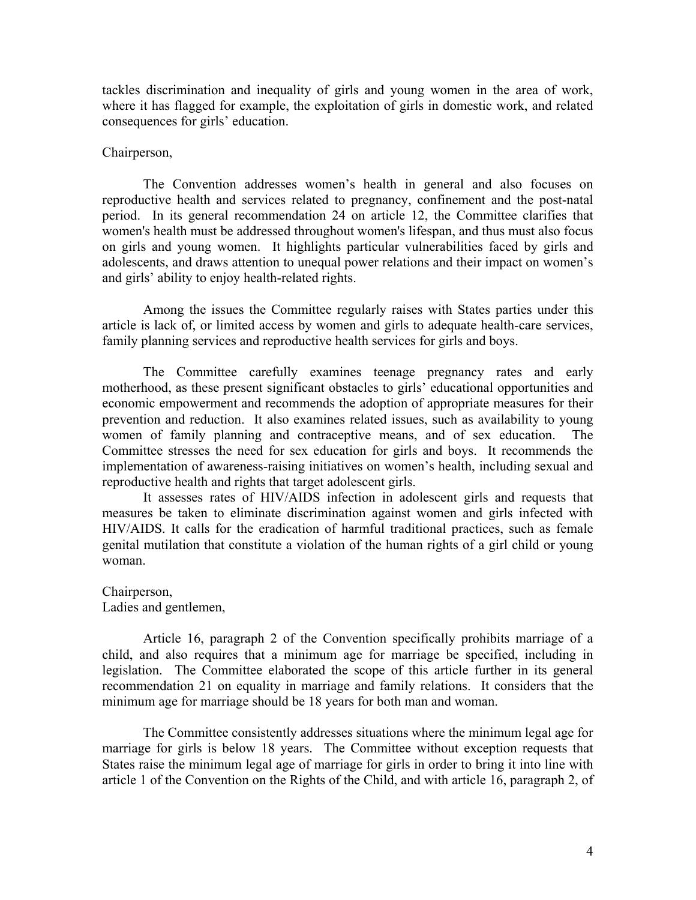tackles discrimination and inequality of girls and young women in the area of work, where it has flagged for example, the exploitation of girls in domestic work, and related consequences for girls' education.

Chairperson,

The Convention addresses women's health in general and also focuses on reproductive health and services related to pregnancy, confinement and the post-natal period. In its general recommendation 24 on article 12, the Committee clarifies that women's health must be addressed throughout women's lifespan, and thus must also focus on girls and young women. It highlights particular vulnerabilities faced by girls and adolescents, and draws attention to unequal power relations and their impact on women's and girls' ability to enjoy health-related rights.

Among the issues the Committee regularly raises with States parties under this article is lack of, or limited access by women and girls to adequate health-care services, family planning services and reproductive health services for girls and boys.

The Committee carefully examines teenage pregnancy rates and early motherhood, as these present significant obstacles to girls' educational opportunities and economic empowerment and recommends the adoption of appropriate measures for their prevention and reduction. It also examines related issues, such as availability to young women of family planning and contraceptive means, and of sex education. The Committee stresses the need for sex education for girls and boys. It recommends the implementation of awareness-raising initiatives on women's health, including sexual and reproductive health and rights that target adolescent girls.

It assesses rates of HIV/AIDS infection in adolescent girls and requests that measures be taken to eliminate discrimination against women and girls infected with HIV/AIDS. It calls for the eradication of harmful traditional practices, such as female genital mutilation that constitute a violation of the human rights of a girl child or young woman.

Chairperson,
Ladies and gentlemen,

Article 16, paragraph 2 of the Convention specifically prohibits marriage of a child, and also requires that a minimum age for marriage be specified, including in legislation. The Committee elaborated the scope of this article further in its general recommendation 21 on equality in marriage and family relations. It considers that the minimum age for marriage should be 18 years for both man and woman.

The Committee consistently addresses situations where the minimum legal age for marriage for girls is below 18 years. The Committee without exception requests that States raise the minimum legal age of marriage for girls in order to bring it into line with article 1 of the Convention on the Rights of the Child, and with article 16, paragraph 2, of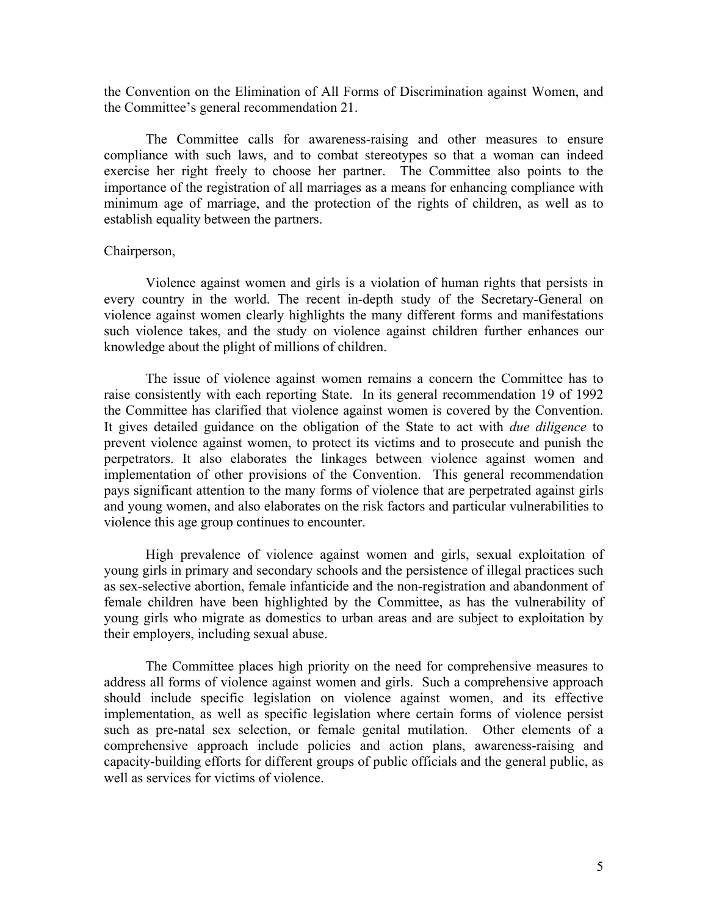the Convention on the Elimination of All Forms of Discrimination against Women, and the Committee's general recommendation 21.

The Committee calls for awareness-raising and other measures to ensure compliance with such laws, and to combat stereotypes so that a woman can indeed exercise her right freely to choose her partner. The Committee also points to the importance of the registration of all marriages as a means for enhancing compliance with minimum age of marriage, and the protection of the rights of children, as well as to establish equality between the partners.

Chairperson,

Violence against women and girls is a violation of human rights that persists in every country in the world. The recent in-depth study of the Secretary-General on violence against women clearly highlights the many different forms and manifestations such violence takes, and the study on violence against children further enhances our knowledge about the plight of millions of children.

The issue of violence against women remains a concern the Committee has to raise consistently with each reporting State. In its general recommendation 19 of 1992 the Committee has clarified that violence against women is covered by the Convention. It gives detailed guidance on the obligation of the State to act with *due diligence* to prevent violence against women, to protect its victims and to prosecute and punish the perpetrators. It also elaborates the linkages between violence against women and implementation of other provisions of the Convention. This general recommendation pays significant attention to the many forms of violence that are perpetrated against girls and young women, and also elaborates on the risk factors and particular vulnerabilities to violence this age group continues to encounter.

High prevalence of violence against women and girls, sexual exploitation of young girls in primary and secondary schools and the persistence of illegal practices such as sex-selective abortion, female infanticide and the non-registration and abandonment of female children have been highlighted by the Committee, as has the vulnerability of young girls who migrate as domestics to urban areas and are subject to exploitation by their employers, including sexual abuse.

The Committee places high priority on the need for comprehensive measures to address all forms of violence against women and girls. Such a comprehensive approach should include specific legislation on violence against women, and its effective implementation, as well as specific legislation where certain forms of violence persist such as pre-natal sex selection, or female genital mutilation. Other elements of a comprehensive approach include policies and action plans, awareness-raising and capacity-building efforts for different groups of public officials and the general public, as well as services for victims of violence.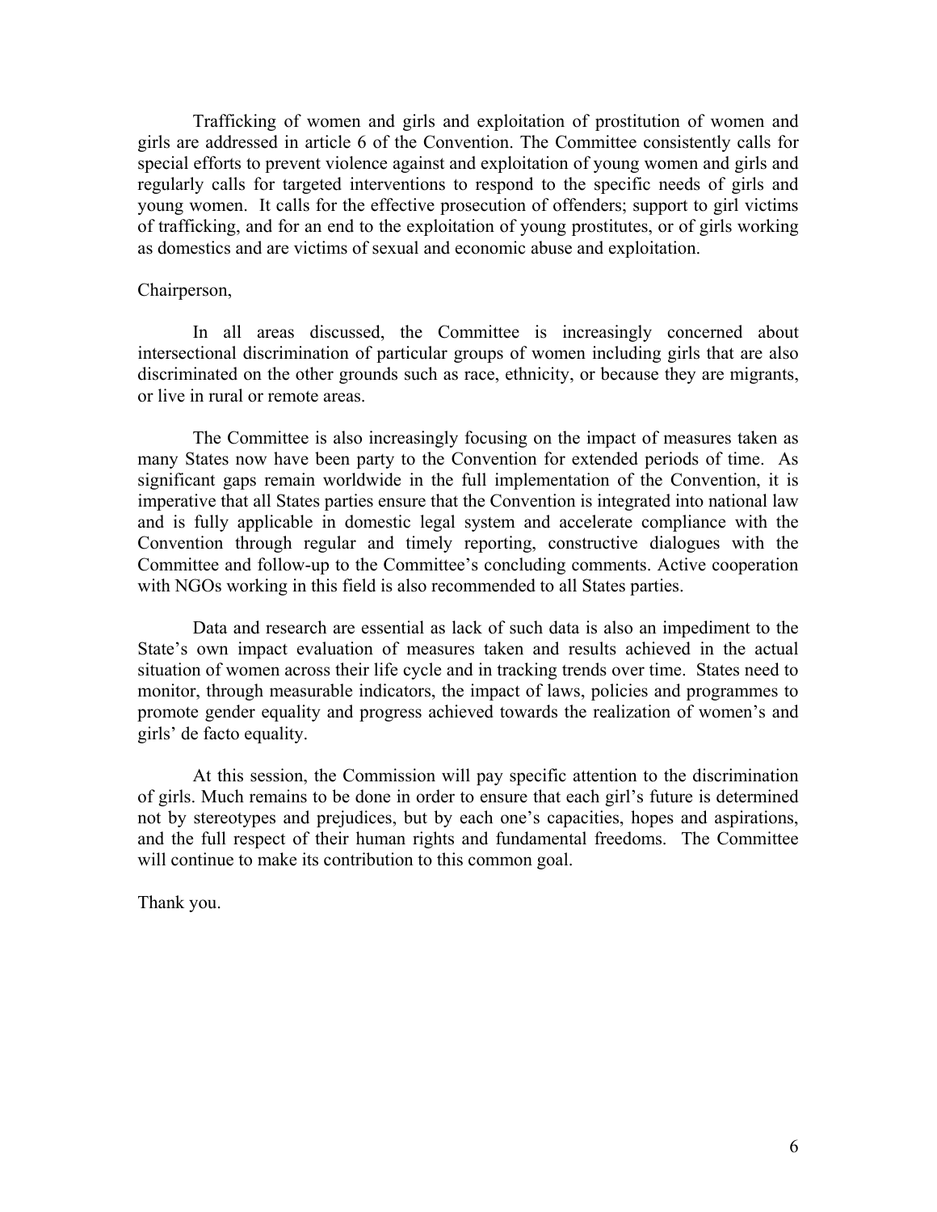Trafficking of women and girls and exploitation of prostitution of women and girls are addressed in article 6 of the Convention. The Committee consistently calls for special efforts to prevent violence against and exploitation of young women and girls and regularly calls for targeted interventions to respond to the specific needs of girls and young women. It calls for the effective prosecution of offenders; support to girl victims of trafficking, and for an end to the exploitation of young prostitutes, or of girls working as domestics and are victims of sexual and economic abuse and exploitation.

Chairperson,

In all areas discussed, the Committee is increasingly concerned about intersectional discrimination of particular groups of women including girls that are also discriminated on the other grounds such as race, ethnicity, or because they are migrants, or live in rural or remote areas.

The Committee is also increasingly focusing on the impact of measures taken as many States now have been party to the Convention for extended periods of time. As significant gaps remain worldwide in the full implementation of the Convention, it is imperative that all States parties ensure that the Convention is integrated into national law and is fully applicable in domestic legal system and accelerate compliance with the Convention through regular and timely reporting, constructive dialogues with the Committee and follow-up to the Committee's concluding comments. Active cooperation with NGOs working in this field is also recommended to all States parties.

Data and research are essential as lack of such data is also an impediment to the State's own impact evaluation of measures taken and results achieved in the actual situation of women across their life cycle and in tracking trends over time. States need to monitor, through measurable indicators, the impact of laws, policies and programmes to promote gender equality and progress achieved towards the realization of women's and girls' de facto equality.

At this session, the Commission will pay specific attention to the discrimination of girls. Much remains to be done in order to ensure that each girl's future is determined not by stereotypes and prejudices, but by each one's capacities, hopes and aspirations, and the full respect of their human rights and fundamental freedoms. The Committee will continue to make its contribution to this common goal.

Thank you.